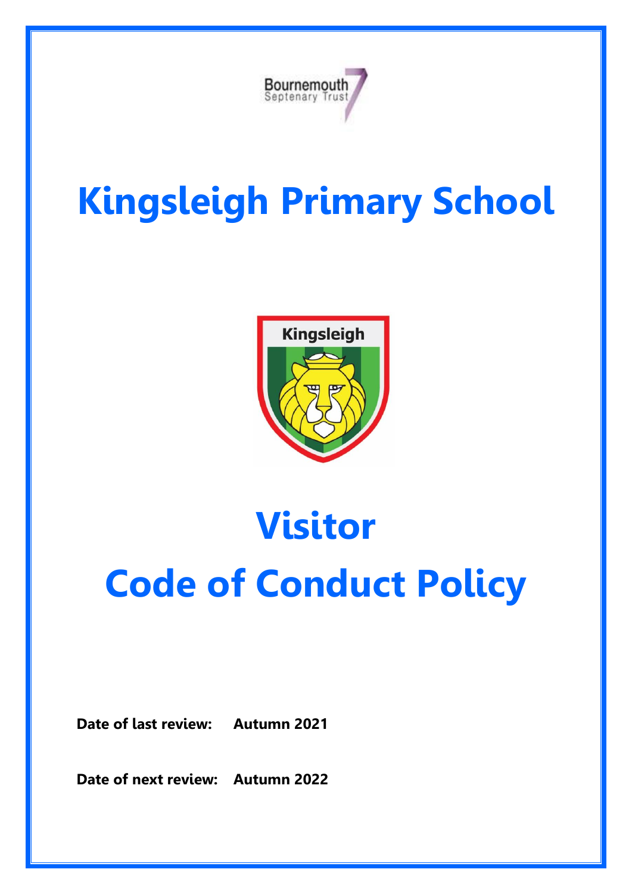Bournemouth
Septenary Trust

# Kingsleigh Primary School

Kingsleigh

# Visitor
# Code of Conduct Policy

**Date of last review:** **Autumn 2021**

**Date of next review:** **Autumn 2022**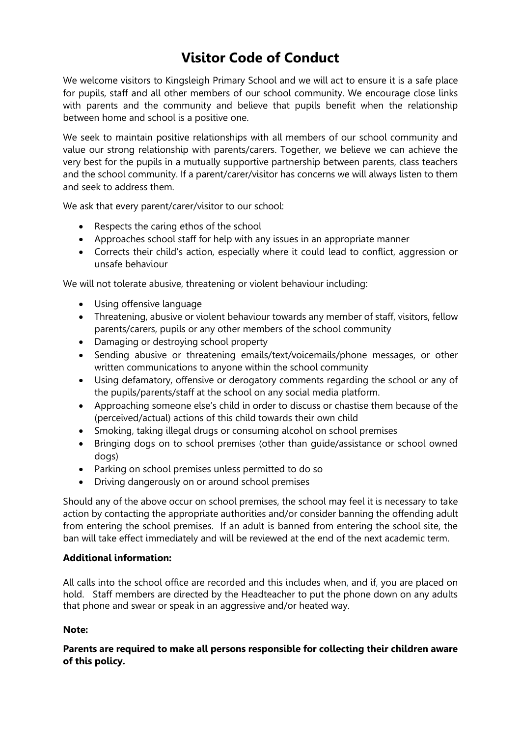# Visitor Code of Conduct

We welcome visitors to Kingsleigh Primary School and we will act to ensure it is a safe place for pupils, staff and all other members of our school community. We encourage close links with parents and the community and believe that pupils benefit when the relationship between home and school is a positive one.

We seek to maintain positive relationships with all members of our school community and value our strong relationship with parents/carers. Together, we believe we can achieve the very best for the pupils in a mutually supportive partnership between parents, class teachers and the school community. If a parent/carer/visitor has concerns we will always listen to them and seek to address them.

We ask that every parent/carer/visitor to our school:

- Respects the caring ethos of the school
- Approaches school staff for help with any issues in an appropriate manner
- Corrects their child's action, especially where it could lead to conflict, aggression or unsafe behaviour

We will not tolerate abusive, threatening or violent behaviour including:

- Using offensive language
- Threatening, abusive or violent behaviour towards any member of staff, visitors, fellow parents/carers, pupils or any other members of the school community
- Damaging or destroying school property
- Sending abusive or threatening emails/text/voicemails/phone messages, or other written communications to anyone within the school community
- Using defamatory, offensive or derogatory comments regarding the school or any of the pupils/parents/staff at the school on any social media platform.
- Approaching someone else's child in order to discuss or chastise them because of the (perceived/actual) actions of this child towards their own child
- Smoking, taking illegal drugs or consuming alcohol on school premises
- Bringing dogs on to school premises (other than guide/assistance or school owned dogs)
- Parking on school premises unless permitted to do so
- Driving dangerously on or around school premises

Should any of the above occur on school premises, the school may feel it is necessary to take action by contacting the appropriate authorities and/or consider banning the offending adult from entering the school premises. If an adult is banned from entering the school site, the ban will take effect immediately and will be reviewed at the end of the next academic term.

**Additional information:**

All calls into the school office are recorded and this includes when, and if, you are placed on hold. Staff members are directed by the Headteacher to put the phone down on any adults that phone and swear or speak in an aggressive and/or heated way.

**Note:**

**Parents are required to make all persons responsible for collecting their children aware of this policy.**